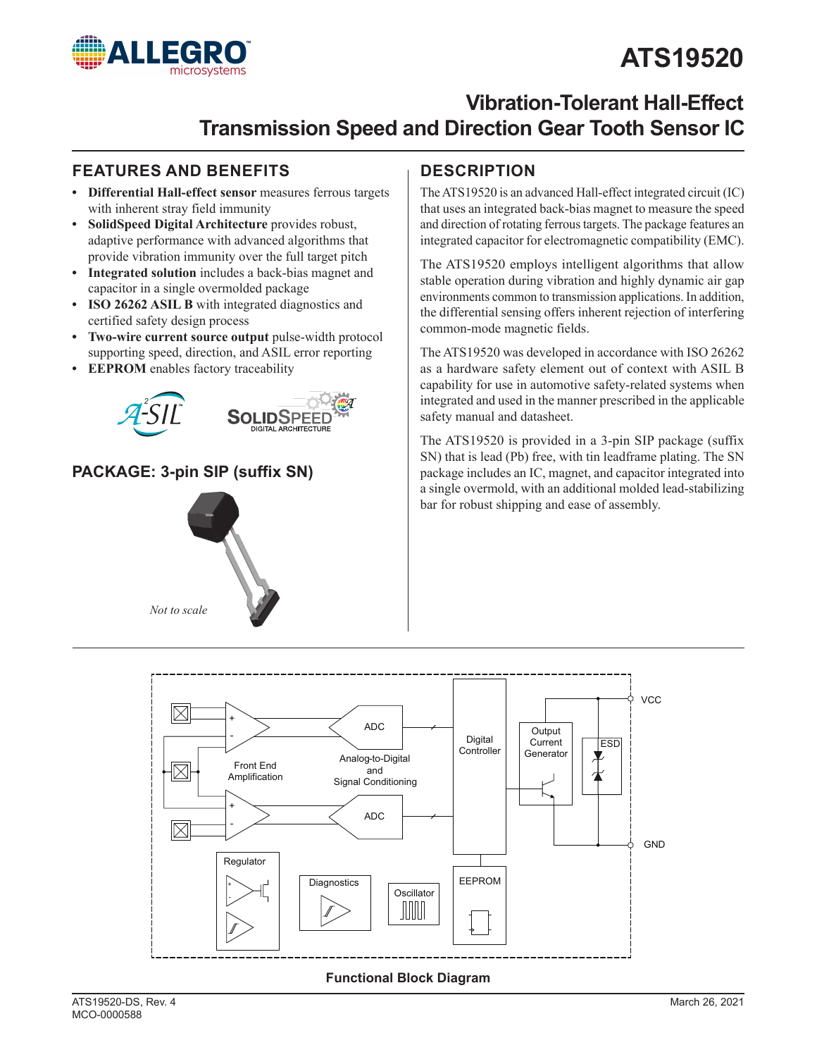# ATS19520

## Vibration-Tolerant Hall-Effect Transmission Speed and Direction Gear Tooth Sensor IC

## FEATURES AND BENEFITS

- **Differential Hall-effect sensor** measures ferrous targets with inherent stray field immunity
- **SolidSpeed Digital Architecture** provides robust, adaptive performance with advanced algorithms that provide vibration immunity over the full target pitch
- **Integrated solution** includes a back-bias magnet and capacitor in a single overmolded package
- **ISO 26262 ASIL B** with integrated diagnostics and certified safety design process
- **Two-wire current source output** pulse-width protocol supporting speed, direction, and ASIL error reporting
- **EEPROM** enables factory traceability

## PACKAGE: 3-pin SIP (suffix SN)

*Not to scale*

## DESCRIPTION

The ATS19520 is an advanced Hall-effect integrated circuit (IC) that uses an integrated back-bias magnet to measure the speed and direction of rotating ferrous targets. The package features an integrated capacitor for electromagnetic compatibility (EMC).

The ATS19520 employs intelligent algorithms that allow stable operation during vibration and highly dynamic air gap environments common to transmission applications. In addition, the differential sensing offers inherent rejection of interfering common-mode magnetic fields.

The ATS19520 was developed in accordance with ISO 26262 as a hardware safety element out of context with ASIL B capability for use in automotive safety-related systems when integrated and used in the manner prescribed in the applicable safety manual and datasheet.

The ATS19520 is provided in a 3-pin SIP package (suffix SN) that is lead (Pb) free, with tin leadframe plating. The SN package includes an IC, magnet, and capacitor integrated into a single overmold, with an additional molded lead-stabilizing bar for robust shipping and ease of assembly.

**Functional Block Diagram**

ATS19520-DS, Rev. 4
MCO-0000588

March 26, 2021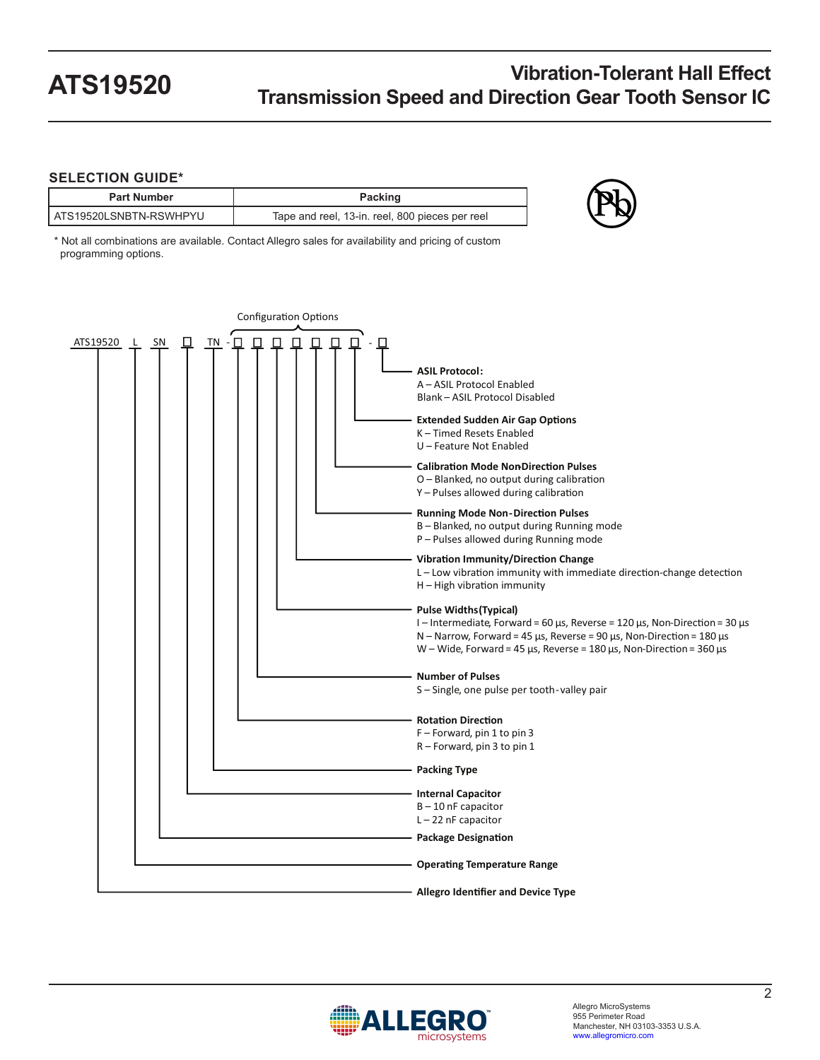## SELECTION GUIDE*

| Part Number | Packing |
|---|---|
| ATS19520LSNBTN-RSWHPYU | Tape and reel, 13-in. reel, 800 pieces per reel |

* Not all combinations are available. Contact Allegro sales for availability and pricing of custom programming options.

Configuration Options

ATS19520 L SN □ TN - □ □ □ □ □ □ □ - □

**ASIL Protocol:**
A – ASIL Protocol Enabled
Blank – ASIL Protocol Disabled

**Extended Sudden Air Gap Options**
K – Timed Resets Enabled
U – Feature Not Enabled

**Calibration Mode Non-Direction Pulses**
O – Blanked, no output during calibration
Y – Pulses allowed during calibration

**Running Mode Non-Direction Pulses**
B – Blanked, no output during Running mode
P – Pulses allowed during Running mode

**Vibration Immunity/Direction Change**
L – Low vibration immunity with immediate direction-change detection
H – High vibration immunity

**Pulse Widths (Typical)**
I – Intermediate, Forward = 60 µs, Reverse = 120 µs, Non-Direction = 30 µs
N – Narrow, Forward = 45 µs, Reverse = 90 µs, Non-Direction = 180 µs
W – Wide, Forward = 45 µs, Reverse = 180 µs, Non-Direction = 360 µs

**Number of Pulses**
S – Single, one pulse per tooth-valley pair

**Rotation Direction**
F – Forward, pin 1 to pin 3
R – Forward, pin 3 to pin 1

**Packing Type**

**Internal Capacitor**
B – 10 nF capacitor
L – 22 nF capacitor

**Package Designation**

**Operating Temperature Range**

**Allegro Identifier and Device Type**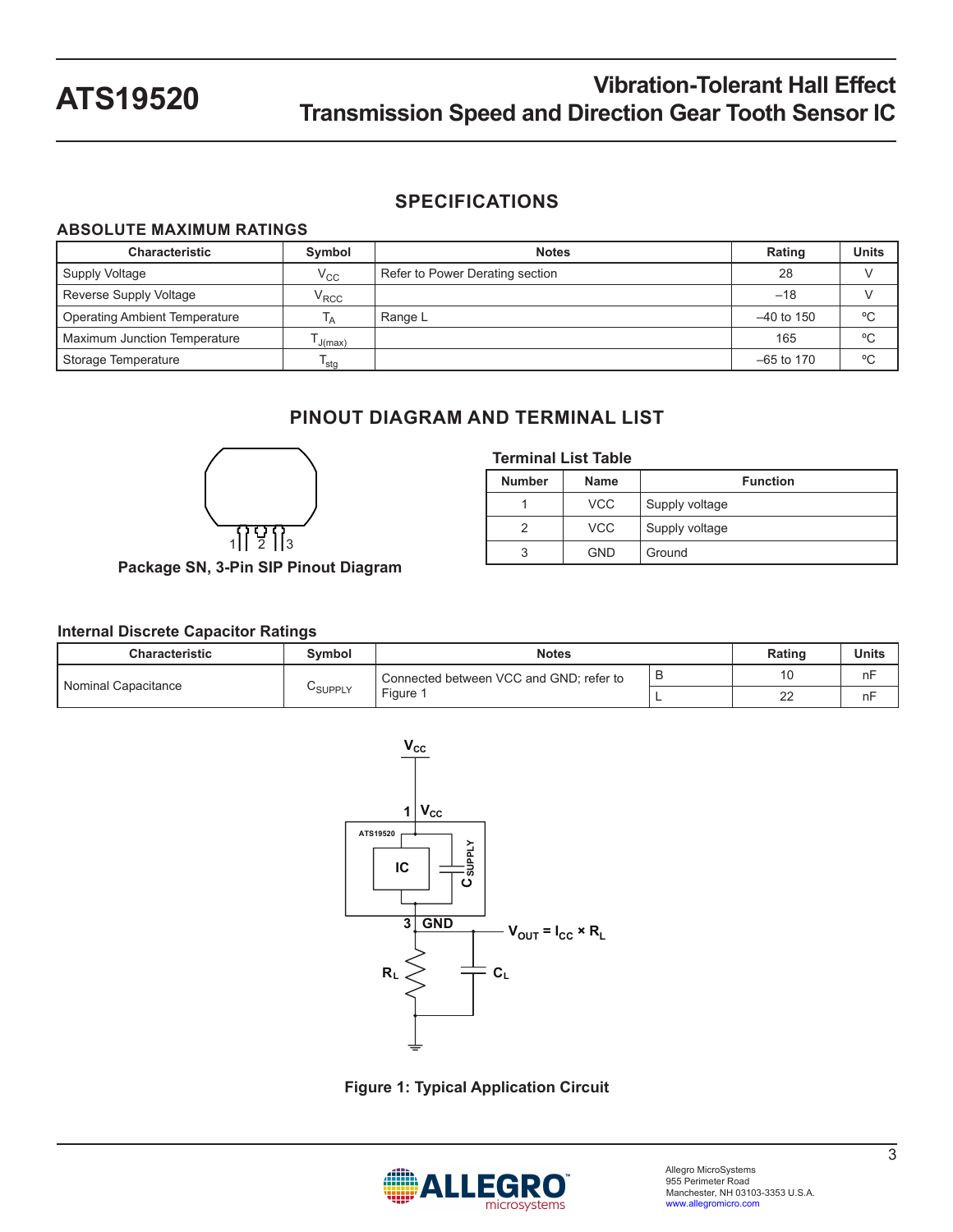## SPECIFICATIONS

### ABSOLUTE MAXIMUM RATINGS

| Characteristic | Symbol | Notes | Rating | Units |
|---|---|---|---|---|
| Supply Voltage | $V_{CC}$ | Refer to Power Derating section | 28 | V |
| Reverse Supply Voltage | $V_{RCC}$ | | –18 | V |
| Operating Ambient Temperature | $T_A$ | Range L | –40 to 150 | ºC |
| Maximum Junction Temperature | $T_{J(max)}$ | | 165 | ºC |
| Storage Temperature | $T_{stg}$ | | –65 to 170 | ºC |

## PINOUT DIAGRAM AND TERMINAL LIST

Package SN, 3-Pin SIP Pinout Diagram

**Terminal List Table**

| Number | Name | Function |
|---|---|---|
| 1 | VCC | Supply voltage |
| 2 | VCC | Supply voltage |
| 3 | GND | Ground |

### Internal Discrete Capacitor Ratings

| Characteristic | Symbol | Notes | | Rating | Units |
|---|---|---|---|---|---|
| Nominal Capacitance | $C_{SUPPLY}$ | Connected between VCC and GND; refer to Figure 1 | B | 10 | nF |
| | | | L | 22 | nF |

Figure 1: Typical Application Circuit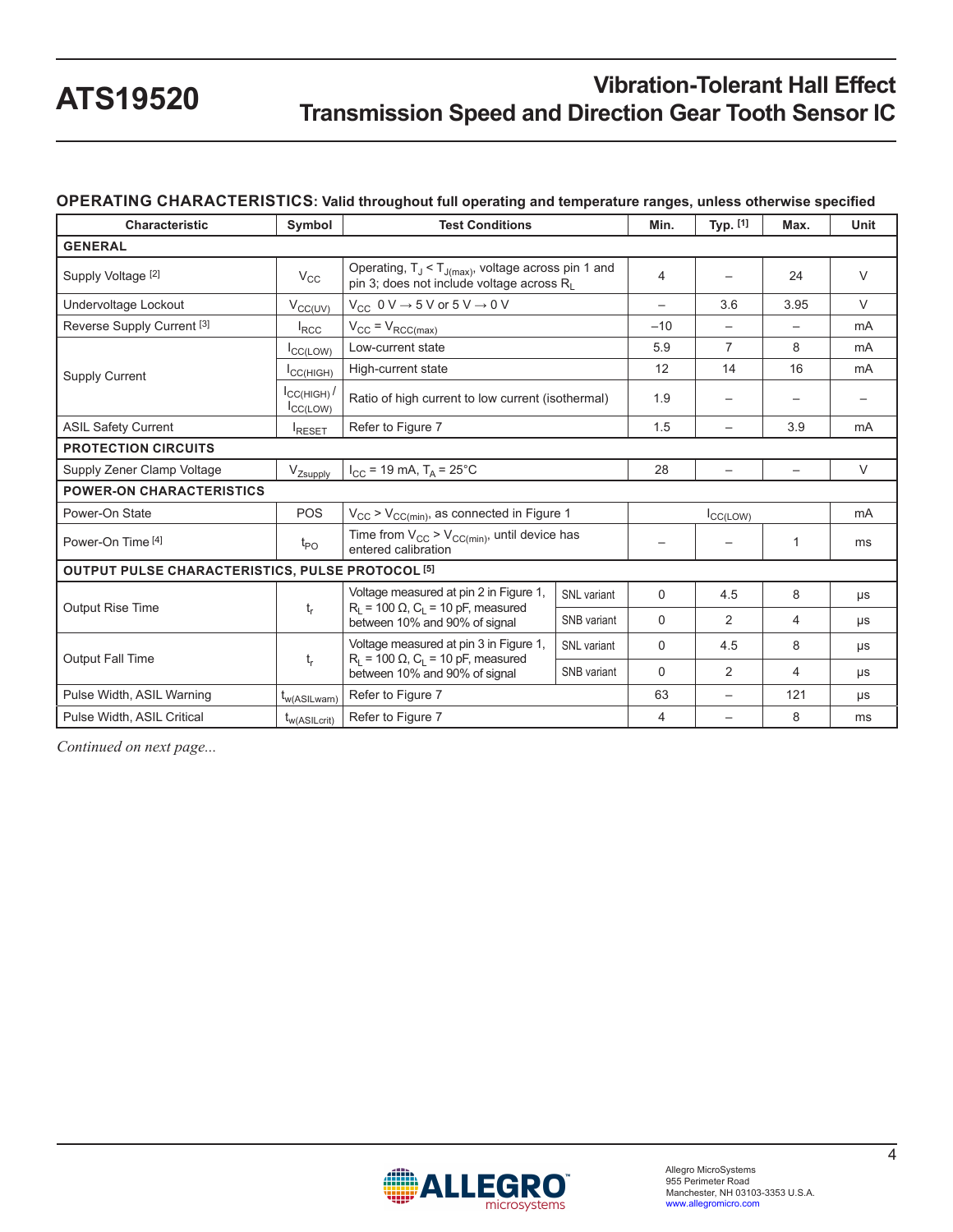## OPERATING CHARACTERISTICS: Valid throughout full operating and temperature ranges, unless otherwise specified

| Characteristic | Symbol | Test Conditions | | Min. | Typ. [1] | Max. | Unit |
|---|---|---|---|---|---|---|---|
| **GENERAL** | | | | | | | |
| Supply Voltage [2] | $V_{CC}$ | Operating, $T_J < T_{J(max)}$, voltage across pin 1 and pin 3; does not include voltage across $R_L$ | | 4 | – | 24 | V |
| Undervoltage Lockout | $V_{CC(UV)}$ | $V_{CC}$ 0 V → 5 V or 5 V → 0 V | | – | 3.6 | 3.95 | V |
| Reverse Supply Current [3] | $I_{RCC}$ | $V_{CC} = V_{RCC(max)}$ | | –10 | – | – | mA |
| Supply Current | $I_{CC(LOW)}$ | Low-current state | | 5.9 | 7 | 8 | mA |
| | $I_{CC(HIGH)}$ | High-current state | | 12 | 14 | 16 | mA |
| | $I_{CC(HIGH)}$ / $I_{CC(LOW)}$ | Ratio of high current to low current (isothermal) | | 1.9 | – | – | – |
| ASIL Safety Current | $I_{RESET}$ | Refer to Figure 7 | | 1.5 | – | 3.9 | mA |
| **PROTECTION CIRCUITS** | | | | | | | |
| Supply Zener Clamp Voltage | $V_{Zsupply}$ | $I_{CC}$ = 19 mA, $T_A$ = 25°C | | 28 | – | – | V |
| **POWER-ON CHARACTERISTICS** | | | | | | | |
| Power-On State | POS | $V_{CC} > V_{CC(min)}$, as connected in Figure 1 | | | $I_{CC(LOW)}$ | | mA |
| Power-On Time [4] | $t_{PO}$ | Time from $V_{CC} > V_{CC(min)}$, until device has entered calibration | | – | – | 1 | ms |
| **OUTPUT PULSE CHARACTERISTICS, PULSE PROTOCOL [5]** | | | | | | | |
| Output Rise Time | $t_r$ | Voltage measured at pin 2 in Figure 1, $R_L$ = 100 Ω, $C_L$ = 10 pF, measured between 10% and 90% of signal | SNL variant | 0 | 4.5 | 8 | μs |
| | | | SNB variant | 0 | 2 | 4 | μs |
| Output Fall Time | $t_r$ | Voltage measured at pin 3 in Figure 1, $R_L$ = 100 Ω, $C_L$ = 10 pF, measured between 10% and 90% of signal | SNL variant | 0 | 4.5 | 8 | μs |
| | | | SNB variant | 0 | 2 | 4 | μs |
| Pulse Width, ASIL Warning | $t_{w(ASILwarn)}$ | Refer to Figure 7 | | 63 | – | 121 | μs |
| Pulse Width, ASIL Critical | $t_{w(ASILcrit)}$ | Refer to Figure 7 | | 4 | – | 8 | ms |

*Continued on next page...*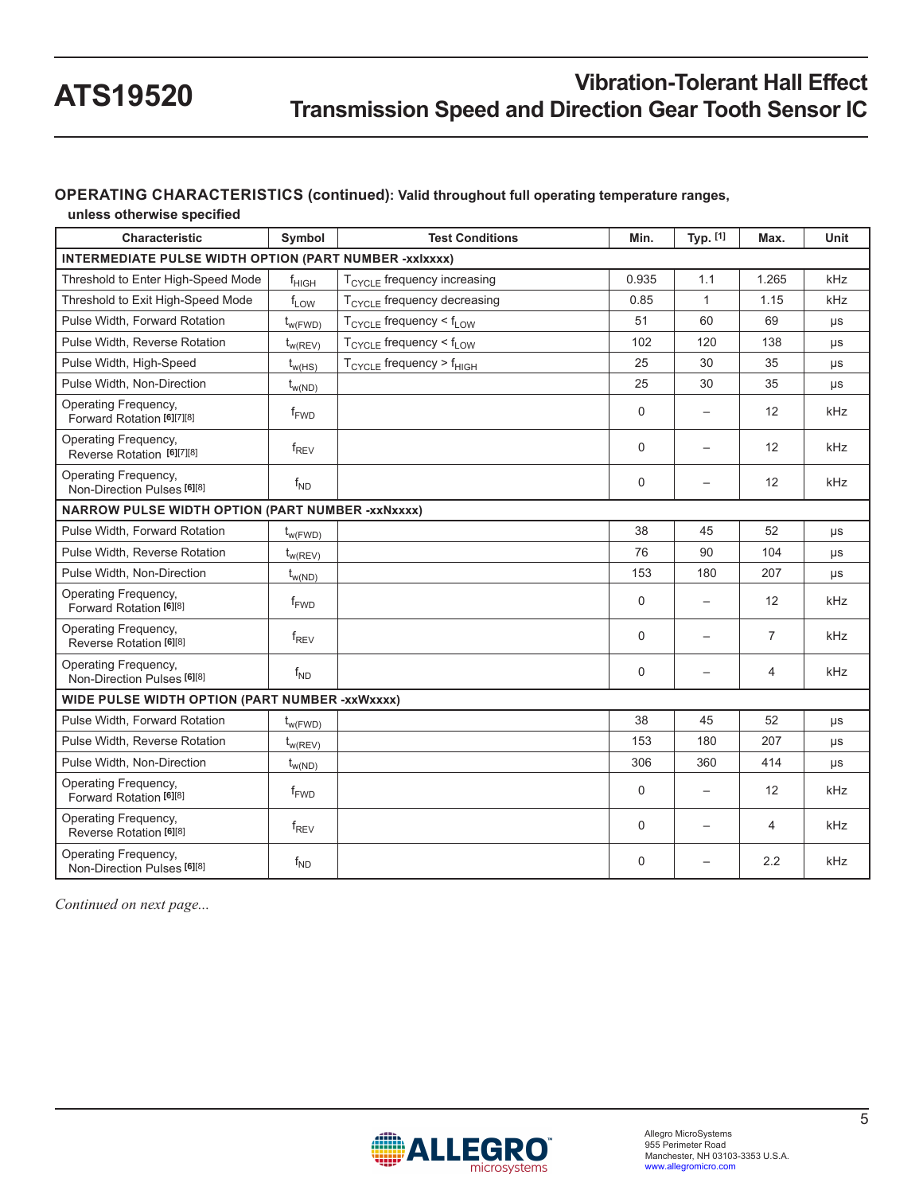**OPERATING CHARACTERISTICS (continued): Valid throughout full operating temperature ranges, unless otherwise specified**

| Characteristic | Symbol | Test Conditions | Min. | Typ. [1] | Max. | Unit |
|---|---|---|---|---|---|---|
| **INTERMEDIATE PULSE WIDTH OPTION (PART NUMBER -xxIxxxx)** | | | | | | |
| Threshold to Enter High-Speed Mode | $f_{HIGH}$ | $T_{CYCLE}$ frequency increasing | 0.935 | 1.1 | 1.265 | kHz |
| Threshold to Exit High-Speed Mode | $f_{LOW}$ | $T_{CYCLE}$ frequency decreasing | 0.85 | 1 | 1.15 | kHz |
| Pulse Width, Forward Rotation | $t_{w(FWD)}$ | $T_{CYCLE}$ frequency < $f_{LOW}$ | 51 | 60 | 69 | μs |
| Pulse Width, Reverse Rotation | $t_{w(REV)}$ | $T_{CYCLE}$ frequency < $f_{LOW}$ | 102 | 120 | 138 | μs |
| Pulse Width, High-Speed | $t_{w(HS)}$ | $T_{CYCLE}$ frequency > $f_{HIGH}$ | 25 | 30 | 35 | μs |
| Pulse Width, Non-Direction | $t_{w(ND)}$ | | 25 | 30 | 35 | μs |
| Operating Frequency, Forward Rotation [6][7][8] | $f_{FWD}$ | | 0 | – | 12 | kHz |
| Operating Frequency, Reverse Rotation [6][7][8] | $f_{REV}$ | | 0 | – | 12 | kHz |
| Operating Frequency, Non-Direction Pulses [6][8] | $f_{ND}$ | | 0 | – | 12 | kHz |
| **NARROW PULSE WIDTH OPTION (PART NUMBER -xxNxxxx)** | | | | | | |
| Pulse Width, Forward Rotation | $t_{w(FWD)}$ | | 38 | 45 | 52 | μs |
| Pulse Width, Reverse Rotation | $t_{w(REV)}$ | | 76 | 90 | 104 | μs |
| Pulse Width, Non-Direction | $t_{w(ND)}$ | | 153 | 180 | 207 | μs |
| Operating Frequency, Forward Rotation [6][8] | $f_{FWD}$ | | 0 | – | 12 | kHz |
| Operating Frequency, Reverse Rotation [6][8] | $f_{REV}$ | | 0 | – | 7 | kHz |
| Operating Frequency, Non-Direction Pulses [6][8] | $f_{ND}$ | | 0 | – | 4 | kHz |
| **WIDE PULSE WIDTH OPTION (PART NUMBER -xxWxxxx)** | | | | | | |
| Pulse Width, Forward Rotation | $t_{w(FWD)}$ | | 38 | 45 | 52 | μs |
| Pulse Width, Reverse Rotation | $t_{w(REV)}$ | | 153 | 180 | 207 | μs |
| Pulse Width, Non-Direction | $t_{w(ND)}$ | | 306 | 360 | 414 | μs |
| Operating Frequency, Forward Rotation [6][8] | $f_{FWD}$ | | 0 | – | 12 | kHz |
| Operating Frequency, Reverse Rotation [6][8] | $f_{REV}$ | | 0 | – | 4 | kHz |
| Operating Frequency, Non-Direction Pulses [6][8] | $f_{ND}$ | | 0 | – | 2.2 | kHz |

*Continued on next page...*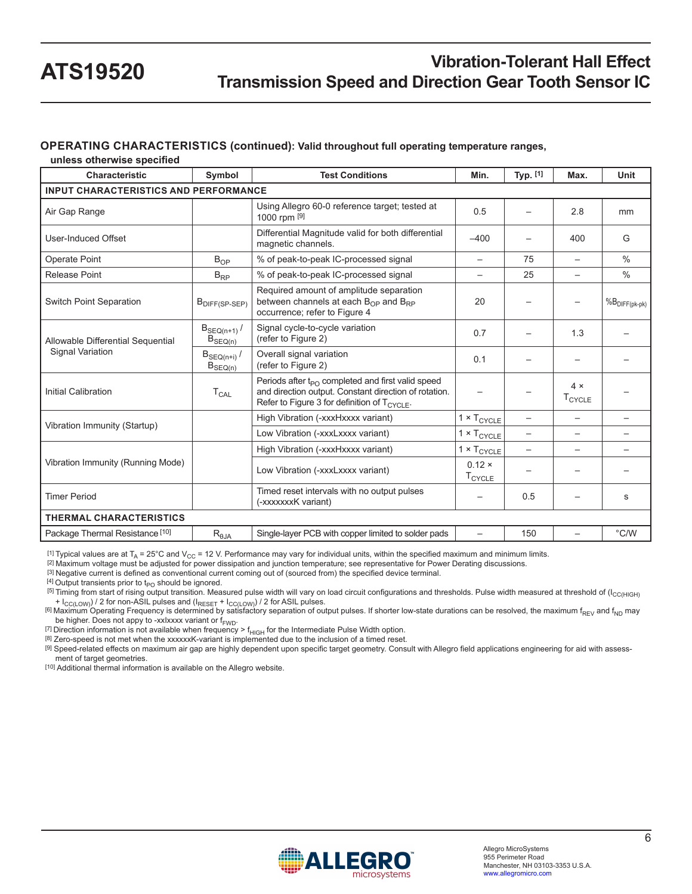## OPERATING CHARACTERISTICS (continued): Valid throughout full operating temperature ranges, unless otherwise specified

| Characteristic | Symbol | Test Conditions | Min. | Typ. [1] | Max. | Unit |
|---|---|---|---|---|---|---|
| **INPUT CHARACTERISTICS AND PERFORMANCE** | | | | | | |
| Air Gap Range | | Using Allegro 60-0 reference target; tested at 1000 rpm [9] | 0.5 | – | 2.8 | mm |
| User-Induced Offset | | Differential Magnitude valid for both differential magnetic channels. | –400 | – | 400 | G |
| Operate Point | $B_{OP}$ | % of peak-to-peak IC-processed signal | – | 75 | – | % |
| Release Point | $B_{RP}$ | % of peak-to-peak IC-processed signal | – | 25 | – | % |
| Switch Point Separation | $B_{DIFF(SP\text{-}SEP)}$ | Required amount of amplitude separation between channels at each $B_{OP}$ and $B_{RP}$ occurrence; refer to Figure 4 | 20 | – | – | $\%B_{DIFF(pk\text{-}pk)}$ |
| Allowable Differential Sequential Signal Variation | $B_{SEQ(n+1)}$ / $B_{SEQ(n)}$ | Signal cycle-to-cycle variation (refer to Figure 2) | 0.7 | – | 1.3 | – |
| | $B_{SEQ(n+i)}$ / $B_{SEQ(n)}$ | Overall signal variation (refer to Figure 2) | 0.1 | – | – | – |
| Initial Calibration | $T_{CAL}$ | Periods after $t_{PO}$ completed and first valid speed and direction output. Constant direction of rotation. Refer to Figure 3 for definition of $T_{CYCLE}$. | – | – | 4 × $T_{CYCLE}$ | – |
| Vibration Immunity (Startup) | | High Vibration (-xxxHxxxx variant) | 1 × $T_{CYCLE}$ | – | – | – |
| | | Low Vibration (-xxxLxxxx variant) | 1 × $T_{CYCLE}$ | – | – | – |
| Vibration Immunity (Running Mode) | | High Vibration (-xxxHxxxx variant) | 1 × $T_{CYCLE}$ | – | – | – |
| | | Low Vibration (-xxxLxxxx variant) | 0.12 × $T_{CYCLE}$ | – | – | – |
| Timer Period | | Timed reset intervals with no output pulses (-xxxxxxxK variant) | – | 0.5 | – | s |
| **THERMAL CHARACTERISTICS** | | | | | | |
| Package Thermal Resistance [10] | $R_{\theta JA}$ | Single-layer PCB with copper limited to solder pads | – | 150 | – | °C/W |

[1] Typical values are at $T_A$ = 25°C and $V_{CC}$ = 12 V. Performance may vary for individual units, within the specified maximum and minimum limits.
[2] Maximum voltage must be adjusted for power dissipation and junction temperature; see representative for Power Derating discussions.
[3] Negative current is defined as conventional current coming out of (sourced from) the specified device terminal.
[4] Output transients prior to $t_{PO}$ should be ignored.
[5] Timing from start of rising output transition. Measured pulse width will vary on load circuit configurations and thresholds. Pulse width measured at threshold of ($I_{CC(HIGH)}$ + $I_{CC(LOW)}$) / 2 for non-ASIL pulses and ($I_{RESET}$ + $I_{CC(LOW)}$) / 2 for ASIL pulses.
[6] Maximum Operating Frequency is determined by satisfactory separation of output pulses. If shorter low-state durations can be resolved, the maximum $f_{REV}$ and $f_{ND}$ may be higher. Does not appy to -xxlxxxx variant or $f_{FWD}$.
[7] Direction information is not available when frequency > $f_{HIGH}$ for the Intermediate Pulse Width option.
[8] Zero-speed is not met when the xxxxxxK-variant is implemented due to the inclusion of a timed reset.
[9] Speed-related effects on maximum air gap are highly dependent upon specific target geometry. Consult with Allegro field applications engineering for aid with assessment of target geometries.
[10] Additional thermal information is available on the Allegro website.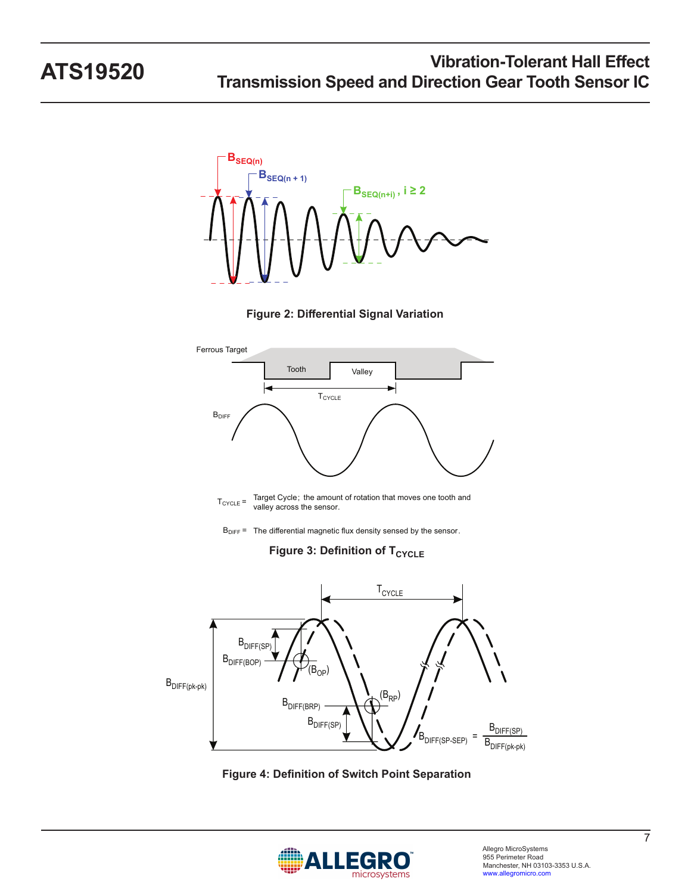Figure 2: Differential Signal Variation

Ferrous Target

Tooth Valley

$T_{CYCLE}$

$B_{DIFF}$

$T_{CYCLE}$ = Target Cycle; the amount of rotation that moves one tooth and valley across the sensor.

$B_{DIFF}$ = The differential magnetic flux density sensed by the sensor.

Figure 3: Definition of $T_{CYCLE}$

$$B_{DIFF(SP\text{-}SEP)} = \frac{B_{DIFF(SP)}}{B_{DIFF(pk\text{-}pk)}}$$

Figure 4: Definition of Switch Point Separation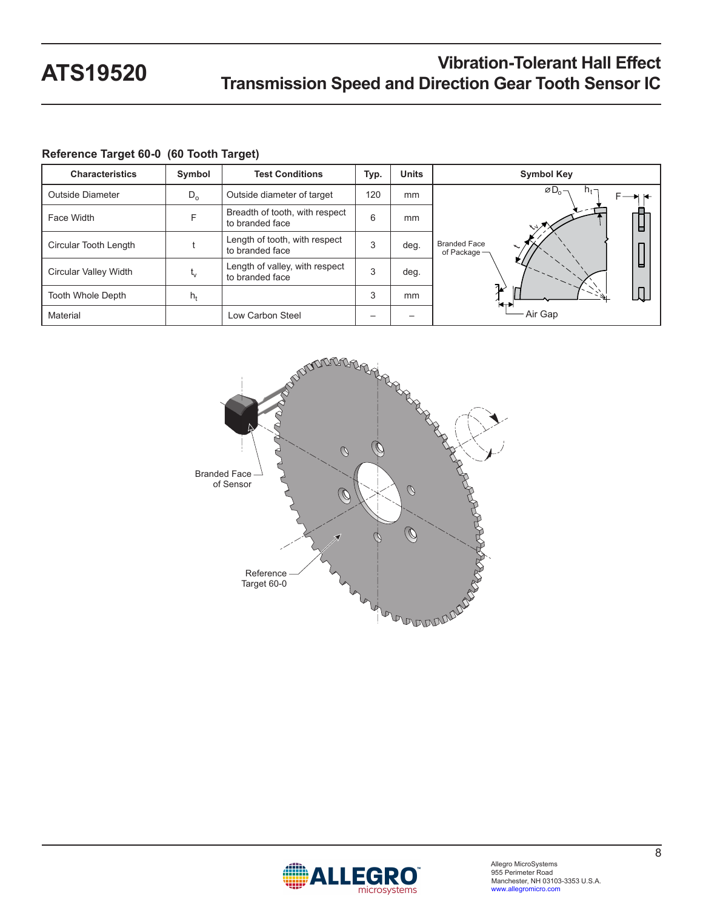### Reference Target 60-0 (60 Tooth Target)

| Characteristics | Symbol | Test Conditions | Typ. | Units | Symbol Key |
|---|---|---|---|---|---|
| Outside Diameter | $D_o$ | Outside diameter of target | 120 | mm | |
| Face Width | F | Breadth of tooth, with respect to branded face | 6 | mm | |
| Circular Tooth Length | t | Length of tooth, with respect to branded face | 3 | deg. | |
| Circular Valley Width | $t_v$ | Length of valley, with respect to branded face | 3 | deg. | |
| Tooth Whole Depth | $h_t$ | | 3 | mm | |
| Material | | Low Carbon Steel | – | – | |

Branded Face of Package

Air Gap

Branded Face of Sensor

Reference Target 60-0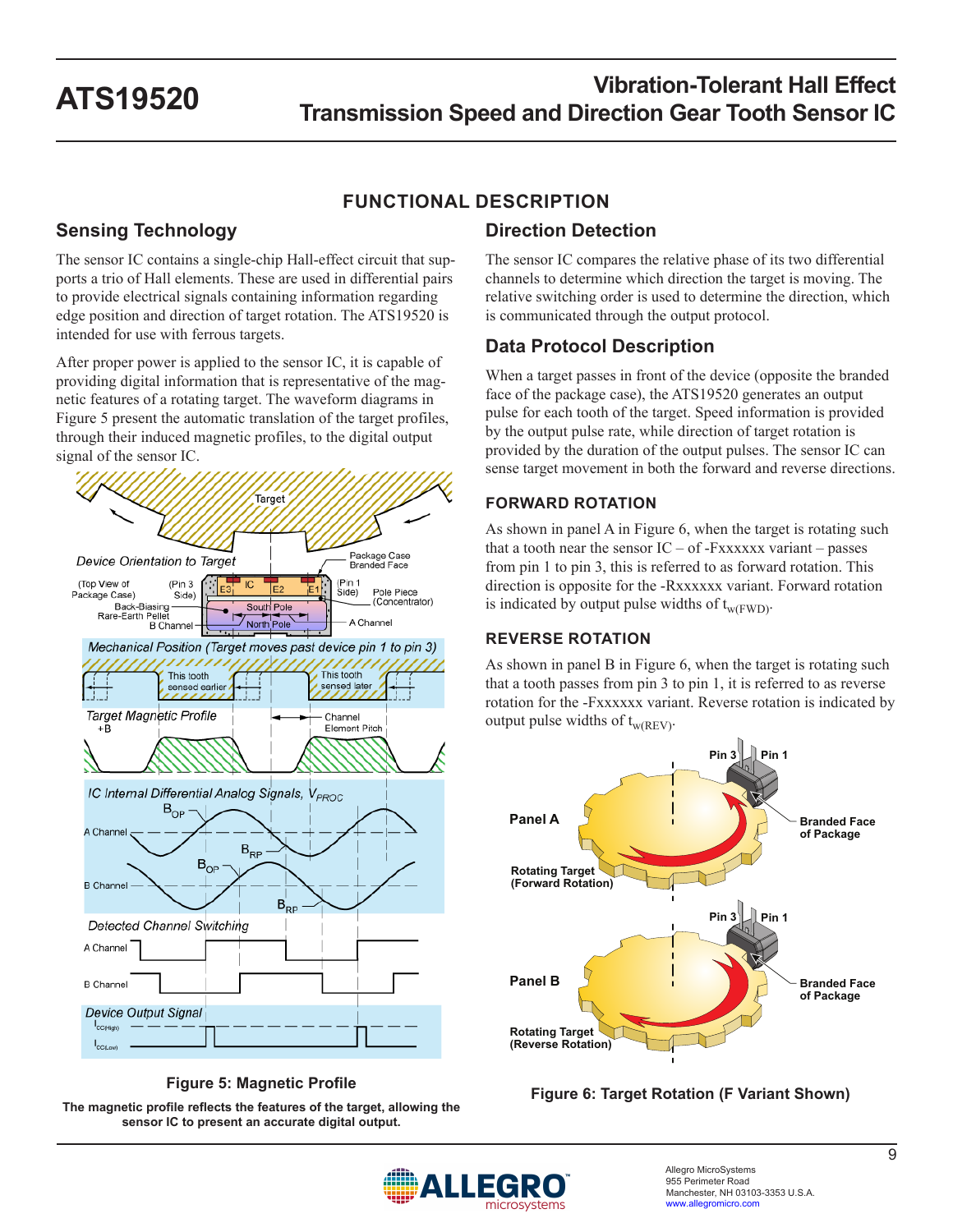# FUNCTIONAL DESCRIPTION

## Sensing Technology

The sensor IC contains a single-chip Hall-effect circuit that supports a trio of Hall elements. These are used in differential pairs to provide electrical signals containing information regarding edge position and direction of target rotation. The ATS19520 is intended for use with ferrous targets.

After proper power is applied to the sensor IC, it is capable of providing digital information that is representative of the magnetic features of a rotating target. The waveform diagrams in Figure 5 present the automatic translation of the target profiles, through their induced magnetic profiles, to the digital output signal of the sensor IC.

**Figure 5: Magnetic Profile**

**The magnetic profile reflects the features of the target, allowing the sensor IC to present an accurate digital output.**

## Direction Detection

The sensor IC compares the relative phase of its two differential channels to determine which direction the target is moving. The relative switching order is used to determine the direction, which is communicated through the output protocol.

## Data Protocol Description

When a target passes in front of the device (opposite the branded face of the package case), the ATS19520 generates an output pulse for each tooth of the target. Speed information is provided by the output pulse rate, while direction of target rotation is provided by the duration of the output pulses. The sensor IC can sense target movement in both the forward and reverse directions.

### FORWARD ROTATION

As shown in panel A in Figure 6, when the target is rotating such that a tooth near the sensor IC – of -Fxxxxxx variant – passes from pin 1 to pin 3, this is referred to as forward rotation. This direction is opposite for the -Rxxxxxx variant. Forward rotation is indicated by output pulse widths of $t_{w(FWD)}$.

### REVERSE ROTATION

As shown in panel B in Figure 6, when the target is rotating such that a tooth passes from pin 3 to pin 1, it is referred to as reverse rotation for the -Fxxxxxx variant. Reverse rotation is indicated by output pulse widths of $t_{w(REV)}$.

**Figure 6: Target Rotation (F Variant Shown)**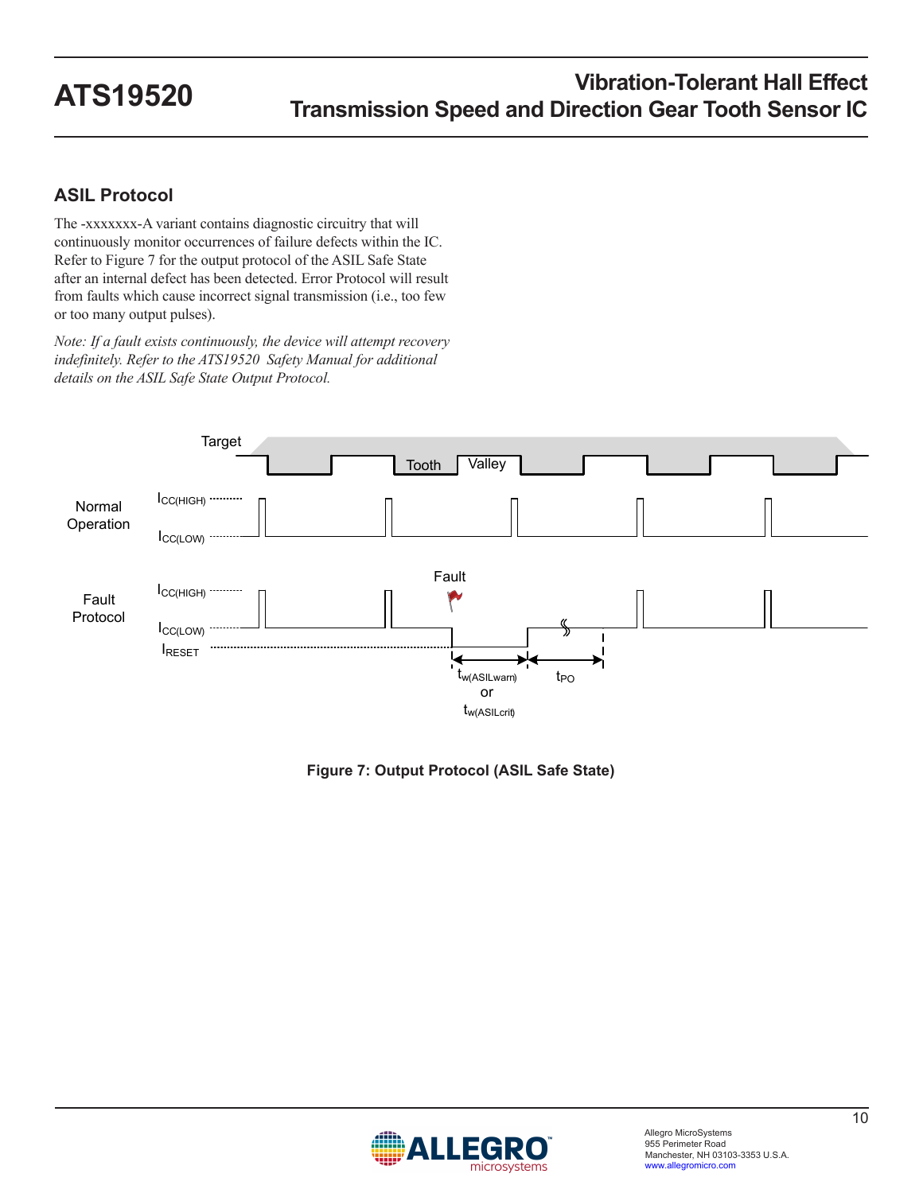## ASIL Protocol

The -xxxxxxx-A variant contains diagnostic circuitry that will continuously monitor occurrences of failure defects within the IC. Refer to Figure 7 for the output protocol of the ASIL Safe State after an internal defect has been detected. Error Protocol will result from faults which cause incorrect signal transmission (i.e., too few or too many output pulses).

*Note: If a fault exists continuously, the device will attempt recovery indefinitely. Refer to the ATS19520 Safety Manual for additional details on the ASIL Safe State Output Protocol.*

**Figure 7: Output Protocol (ASIL Safe State)**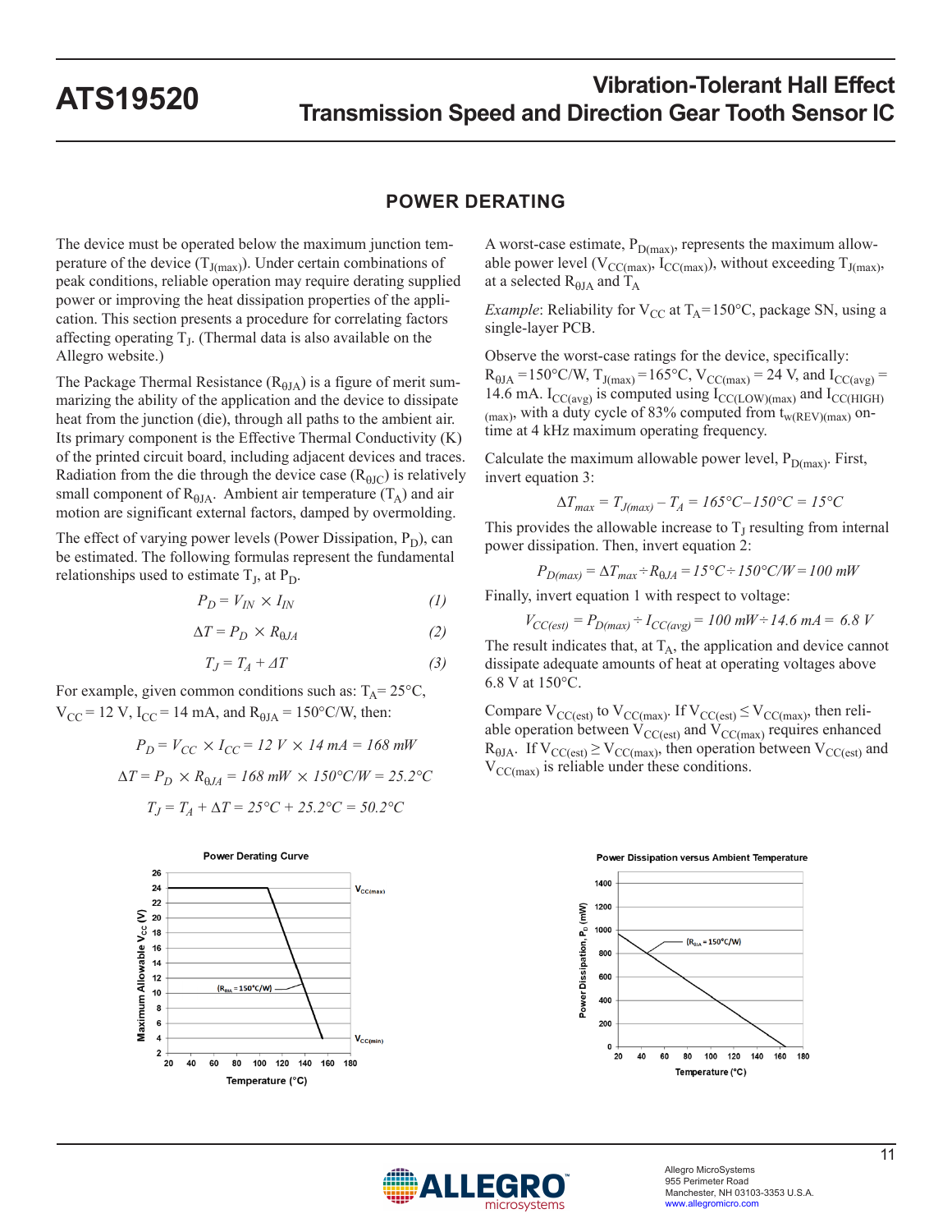## POWER DERATING

The device must be operated below the maximum junction temperature of the device ($T_{J(max)}$). Under certain combinations of peak conditions, reliable operation may require derating supplied power or improving the heat dissipation properties of the application. This section presents a procedure for correlating factors affecting operating $T_J$. (Thermal data is also available on the Allegro website.)

The Package Thermal Resistance ($R_{\theta JA}$) is a figure of merit summarizing the ability of the application and the device to dissipate heat from the junction (die), through all paths to the ambient air. Its primary component is the Effective Thermal Conductivity (K) of the printed circuit board, including adjacent devices and traces. Radiation from the die through the device case ($R_{\theta JC}$) is relatively small component of $R_{\theta JA}$. Ambient air temperature ($T_A$) and air motion are significant external factors, damped by overmolding.

The effect of varying power levels (Power Dissipation, $P_D$), can be estimated. The following formulas represent the fundamental relationships used to estimate $T_J$, at $P_D$.

$$P_D = V_{IN} \times I_{IN} \tag{1}$$

$$\Delta T = P_D \times R_{\theta JA} \tag{2}$$

$$T_J = T_A + \Delta T \tag{3}$$

For example, given common conditions such as: $T_A$= 25°C, $V_{CC}$ = 12 V, $I_{CC}$ = 14 mA, and $R_{\theta JA}$ = 150°C/W, then:

$$P_D = V_{CC} \times I_{CC} = 12\ V \times 14\ mA = 168\ mW$$

$$\Delta T = P_D \times R_{\theta JA} = 168\ mW \times 150°C/W = 25.2°C$$

$$T_J = T_A + \Delta T = 25°C + 25.2°C = 50.2°C$$

A worst-case estimate, $P_{D(max)}$, represents the maximum allowable power level ($V_{CC(max)}$, $I_{CC(max)}$), without exceeding $T_{J(max)}$, at a selected $R_{\theta JA}$ and $T_A$

*Example*: Reliability for $V_{CC}$ at $T_A$=150°C, package SN, using a single-layer PCB.

Observe the worst-case ratings for the device, specifically: $R_{\theta JA}$ =150°C/W, $T_{J(max)}$ =165°C, $V_{CC(max)}$ = 24 V, and $I_{CC(avg)}$ = 14.6 mA. $I_{CC(avg)}$ is computed using $I_{CC(LOW)(max)}$ and $I_{CC(HIGH)(max)}$, with a duty cycle of 83% computed from $t_{w(REV)(max)}$ on-time at 4 kHz maximum operating frequency.

Calculate the maximum allowable power level, $P_{D(max)}$. First, invert equation 3:

$$\Delta T_{max} = T_{J(max)} - T_A = 165°C - 150°C = 15°C$$

This provides the allowable increase to $T_J$ resulting from internal power dissipation. Then, invert equation 2:

$$P_{D(max)} = \Delta T_{max} \div R_{\theta JA} = 15°C \div 150°C/W = 100\ mW$$

Finally, invert equation 1 with respect to voltage:

$$V_{CC(est)} = P_{D(max)} \div I_{CC(avg)} = 100\ mW \div 14.6\ mA = 6.8\ V$$

The result indicates that, at $T_A$, the application and device cannot dissipate adequate amounts of heat at operating voltages above 6.8 V at 150°C.

Compare $V_{CC(est)}$ to $V_{CC(max)}$. If $V_{CC(est)} \leq V_{CC(max)}$, then reliable operation between $V_{CC(est)}$ and $V_{CC(max)}$ requires enhanced $R_{\theta JA}$. If $V_{CC(est)} \geq V_{CC(max)}$, then operation between $V_{CC(est)}$ and $V_{CC(max)}$ is reliable under these conditions.

Power Derating Curve

Power Dissipation versus Ambient Temperature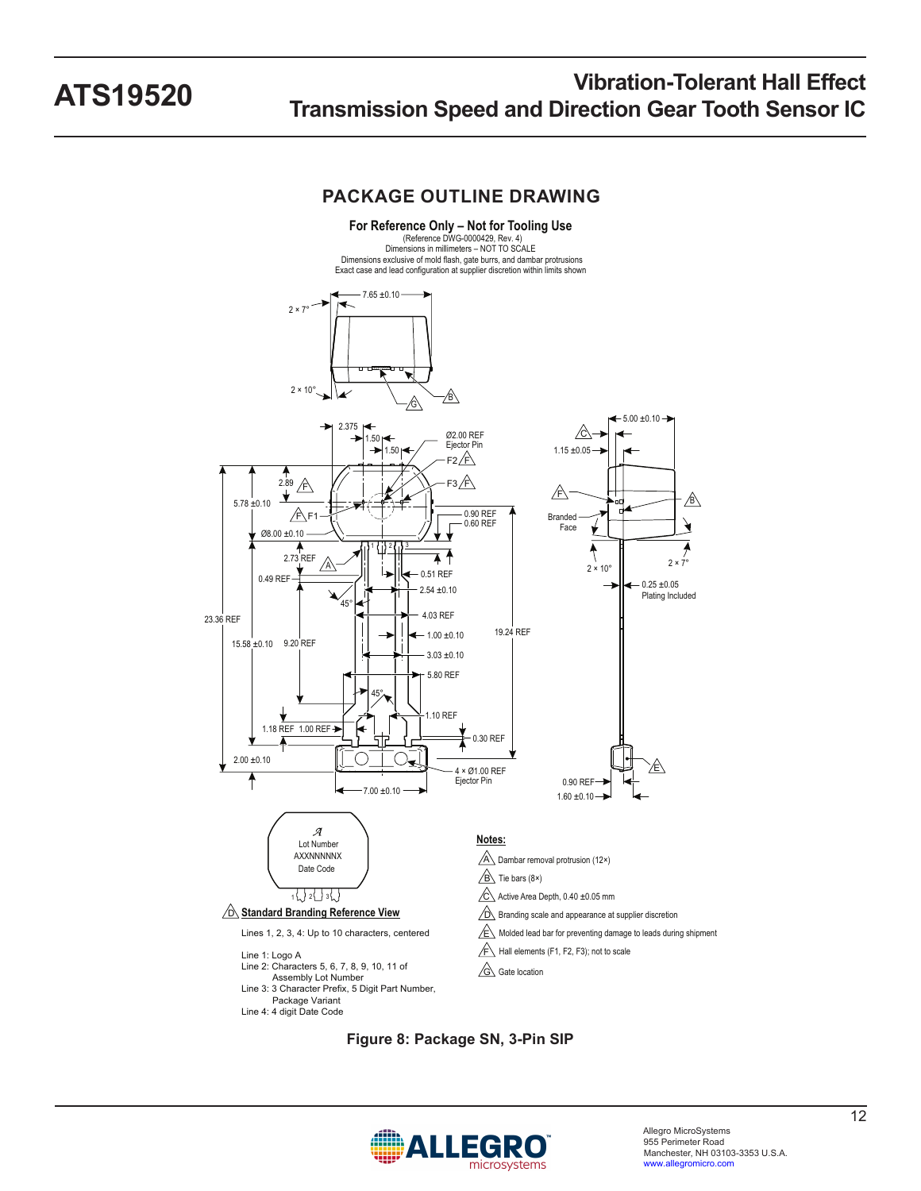## PACKAGE OUTLINE DRAWING

**For Reference Only – Not for Tooling Use**
(Reference DWG-0000429, Rev. 4)
Dimensions in millimeters – NOT TO SCALE
Dimensions exclusive of mold flash, gate burrs, and dambar protrusions
Exact case and lead configuration at supplier discretion within limits shown

**D Standard Branding Reference View**

Lines 1, 2, 3, 4: Up to 10 characters, centered

Line 1: Logo A
Line 2: Characters 5, 6, 7, 8, 9, 10, 11 of Assembly Lot Number
Line 3: 3 Character Prefix, 5 Digit Part Number, Package Variant
Line 4: 4 digit Date Code

**Notes:**

- A Dambar removal protrusion (12×)
- B Tie bars (8×)
- C Active Area Depth, 0.40 ±0.05 mm
- D Branding scale and appearance at supplier discretion
- E Molded lead bar for preventing damage to leads during shipment
- F Hall elements (F1, F2, F3); not to scale
- G Gate location

**Figure 8: Package SN, 3-Pin SIP**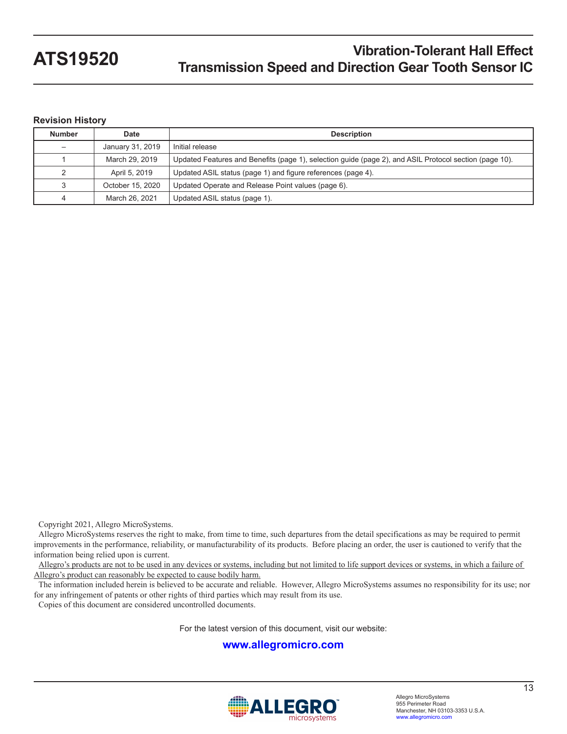## Revision History

| Number | Date | Description |
|---|---|---|
| – | January 31, 2019 | Initial release |
| 1 | March 29, 2019 | Updated Features and Benefits (page 1), selection guide (page 2), and ASIL Protocol section (page 10). |
| 2 | April 5, 2019 | Updated ASIL status (page 1) and figure references (page 4). |
| 3 | October 15, 2020 | Updated Operate and Release Point values (page 6). |
| 4 | March 26, 2021 | Updated ASIL status (page 1). |

Copyright 2021, Allegro MicroSystems.

Allegro MicroSystems reserves the right to make, from time to time, such departures from the detail specifications as may be required to permit improvements in the performance, reliability, or manufacturability of its products. Before placing an order, the user is cautioned to verify that the information being relied upon is current.

Allegro's products are not to be used in any devices or systems, including but not limited to life support devices or systems, in which a failure of Allegro's product can reasonably be expected to cause bodily harm.

The information included herein is believed to be accurate and reliable. However, Allegro MicroSystems assumes no responsibility for its use; nor for any infringement of patents or other rights of third parties which may result from its use.

Copies of this document are considered uncontrolled documents.

For the latest version of this document, visit our website:

**www.allegromicro.com**